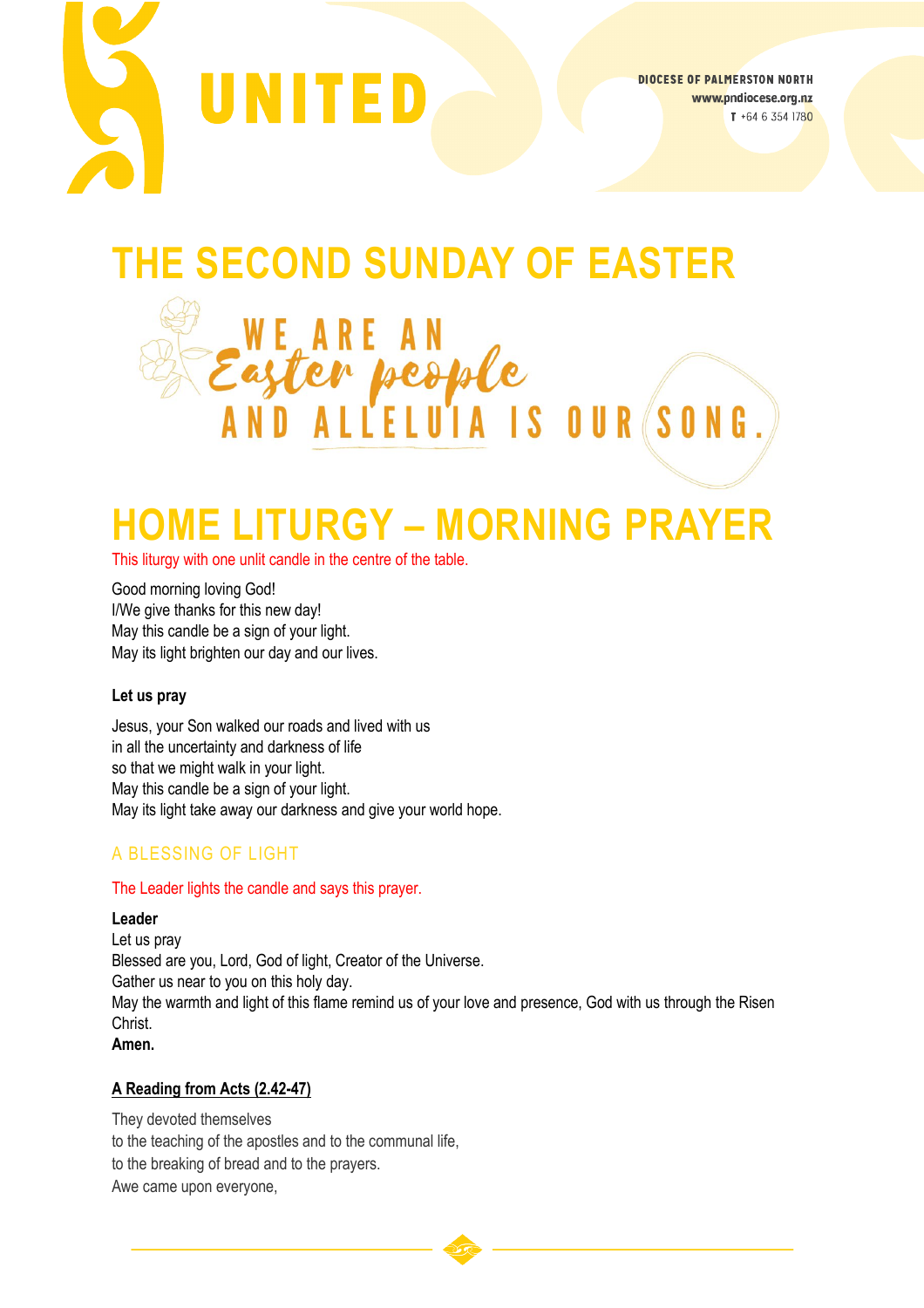UNITED

DIOCESE OF PALMERSTON NORTH
www.pndiocese.org.nz
T +64 6 354 1780

# THE SECOND SUNDAY OF EASTER

WE ARE AN *Easter people* AND ALLELUIA IS OUR SONG.

# HOME LITURGY – MORNING PRAYER

This liturgy with one unlit candle in the centre of the table.

Good morning loving God!
I/We give thanks for this new day!
May this candle be a sign of your light.
May its light brighten our day and our lives.

**Let us pray**

Jesus, your Son walked our roads and lived with us
in all the uncertainty and darkness of life
so that we might walk in your light.
May this candle be a sign of your light.
May its light take away our darkness and give your world hope.

## A BLESSING OF LIGHT

The Leader lights the candle and says this prayer.

**Leader**
Let us pray
Blessed are you, Lord, God of light, Creator of the Universe.
Gather us near to you on this holy day.
May the warmth and light of this flame remind us of your love and presence, God with us through the Risen Christ.
**Amen.**

**A Reading from Acts (2.42-47)**

They devoted themselves
to the teaching of the apostles and to the communal life,
to the breaking of bread and to the prayers.
Awe came upon everyone,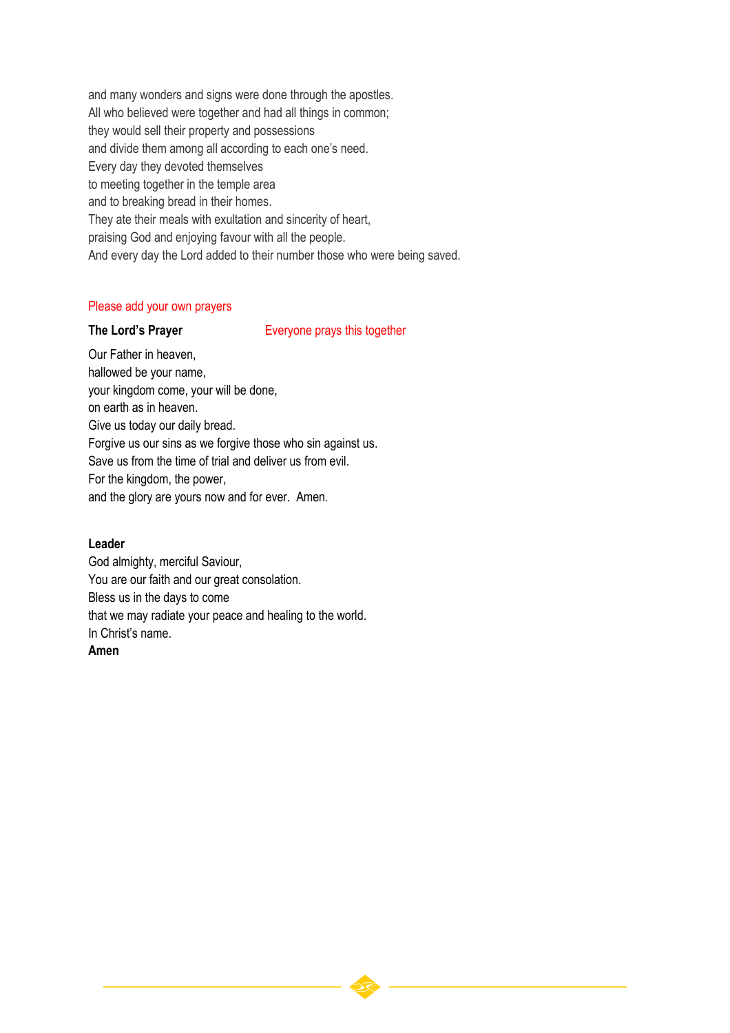and many wonders and signs were done through the apostles.
All who believed were together and had all things in common;
they would sell their property and possessions
and divide them among all according to each one's need.
Every day they devoted themselves
to meeting together in the temple area
and to breaking bread in their homes.
They ate their meals with exultation and sincerity of heart,
praising God and enjoying favour with all the people.
And every day the Lord added to their number those who were being saved.

Please add your own prayers

**The Lord's Prayer** Everyone prays this together

Our Father in heaven,
hallowed be your name,
your kingdom come, your will be done,
on earth as in heaven.
Give us today our daily bread.
Forgive us our sins as we forgive those who sin against us.
Save us from the time of trial and deliver us from evil.
For the kingdom, the power,
and the glory are yours now and for ever. Amen.

**Leader**
God almighty, merciful Saviour,
You are our faith and our great consolation.
Bless us in the days to come
that we may radiate your peace and healing to the world.
In Christ's name.
**Amen**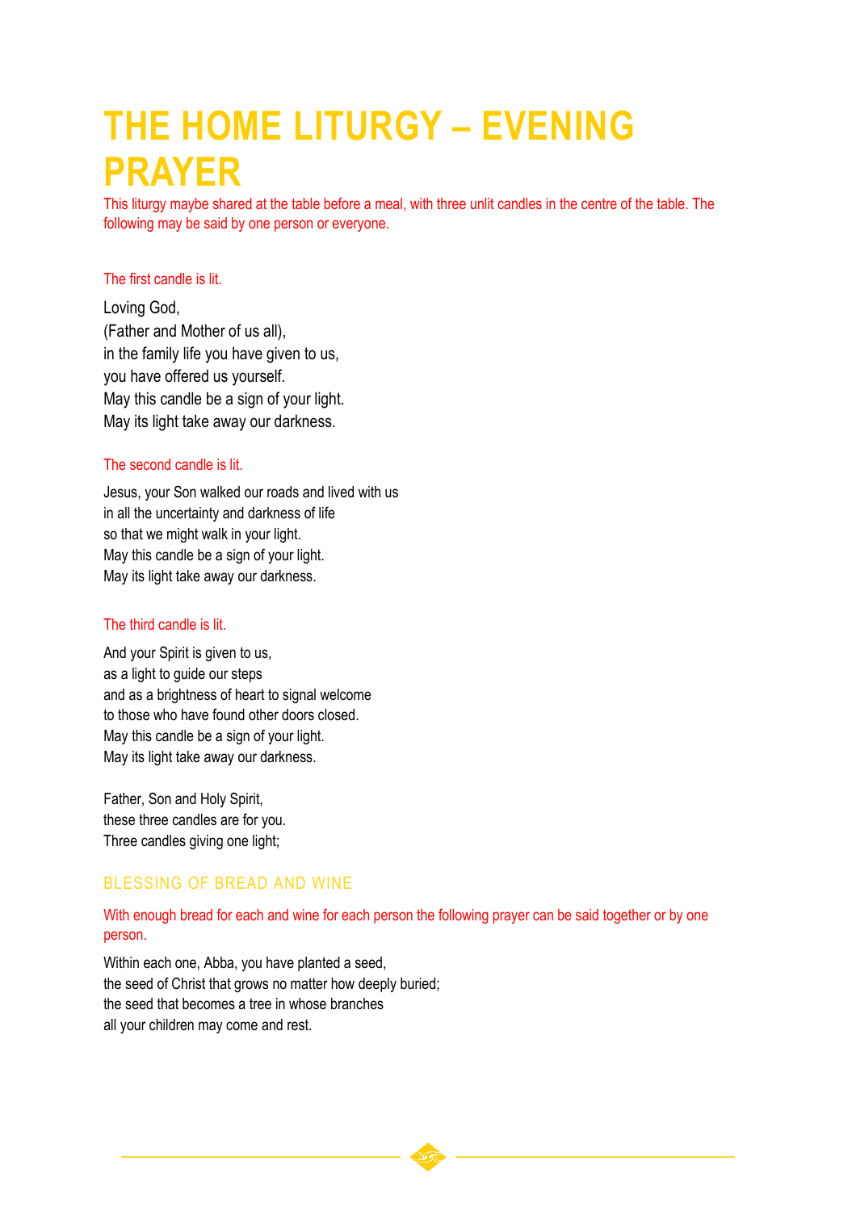# THE HOME LITURGY – EVENING PRAYER

*This liturgy maybe shared at the table before a meal, with three unlit candles in the centre of the table. The following may be said by one person or everyone.*

*The first candle is lit.*

Loving God,  
(Father and Mother of us all),  
in the family life you have given to us,  
you have offered us yourself.  
May this candle be a sign of your light.  
May its light take away our darkness.

*The second candle is lit.*

Jesus, your Son walked our roads and lived with us  
in all the uncertainty and darkness of life  
so that we might walk in your light.  
May this candle be a sign of your light.  
May its light take away our darkness.

*The third candle is lit.*

And your Spirit is given to us,  
as a light to guide our steps  
and as a brightness of heart to signal welcome  
to those who have found other doors closed.  
May this candle be a sign of your light.  
May its light take away our darkness.

Father, Son and Holy Spirit,  
these three candles are for you.  
Three candles giving one light;

## BLESSING OF BREAD AND WINE

*With enough bread for each and wine for each person the following prayer can be said together or by one person.*

Within each one, Abba, you have planted a seed,  
the seed of Christ that grows no matter how deeply buried;  
the seed that becomes a tree in whose branches  
all your children may come and rest.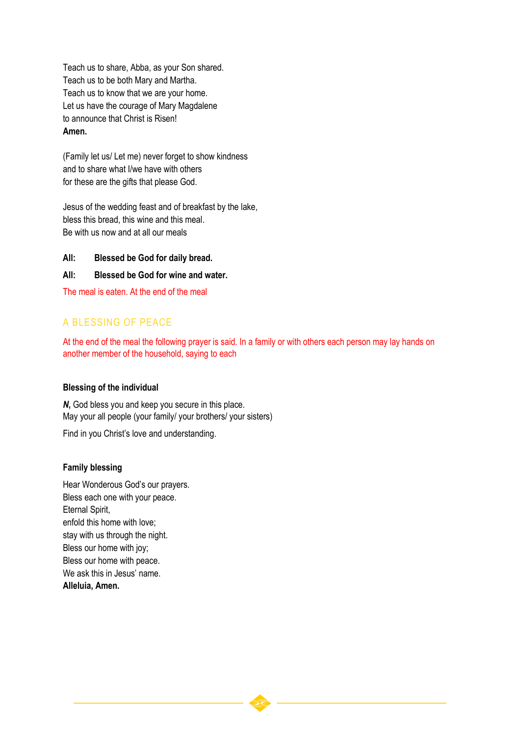Teach us to share, Abba, as your Son shared.
Teach us to be both Mary and Martha.
Teach us to know that we are your home.
Let us have the courage of Mary Magdalene
to announce that Christ is Risen!
**Amen.**

(Family let us/ Let me) never forget to show kindness
and to share what I/we have with others
for these are the gifts that please God.

Jesus of the wedding feast and of breakfast by the lake,
bless this bread, this wine and this meal.
Be with us now and at all our meals

**All: Blessed be God for daily bread.**

**All: Blessed be God for wine and water.**

The meal is eaten. At the end of the meal

## A BLESSING OF PEACE

At the end of the meal the following prayer is said. In a family or with others each person may lay hands on another member of the household, saying to each

**Blessing of the individual**

***N*****,** God bless you and keep you secure in this place.
May your all people (your family/ your brothers/ your sisters)

Find in you Christ's love and understanding.

**Family blessing**

Hear Wonderous God's our prayers.
Bless each one with your peace.
Eternal Spirit,
enfold this home with love;
stay with us through the night.
Bless our home with joy;
Bless our home with peace.
We ask this in Jesus' name.
**Alleluia, Amen.**